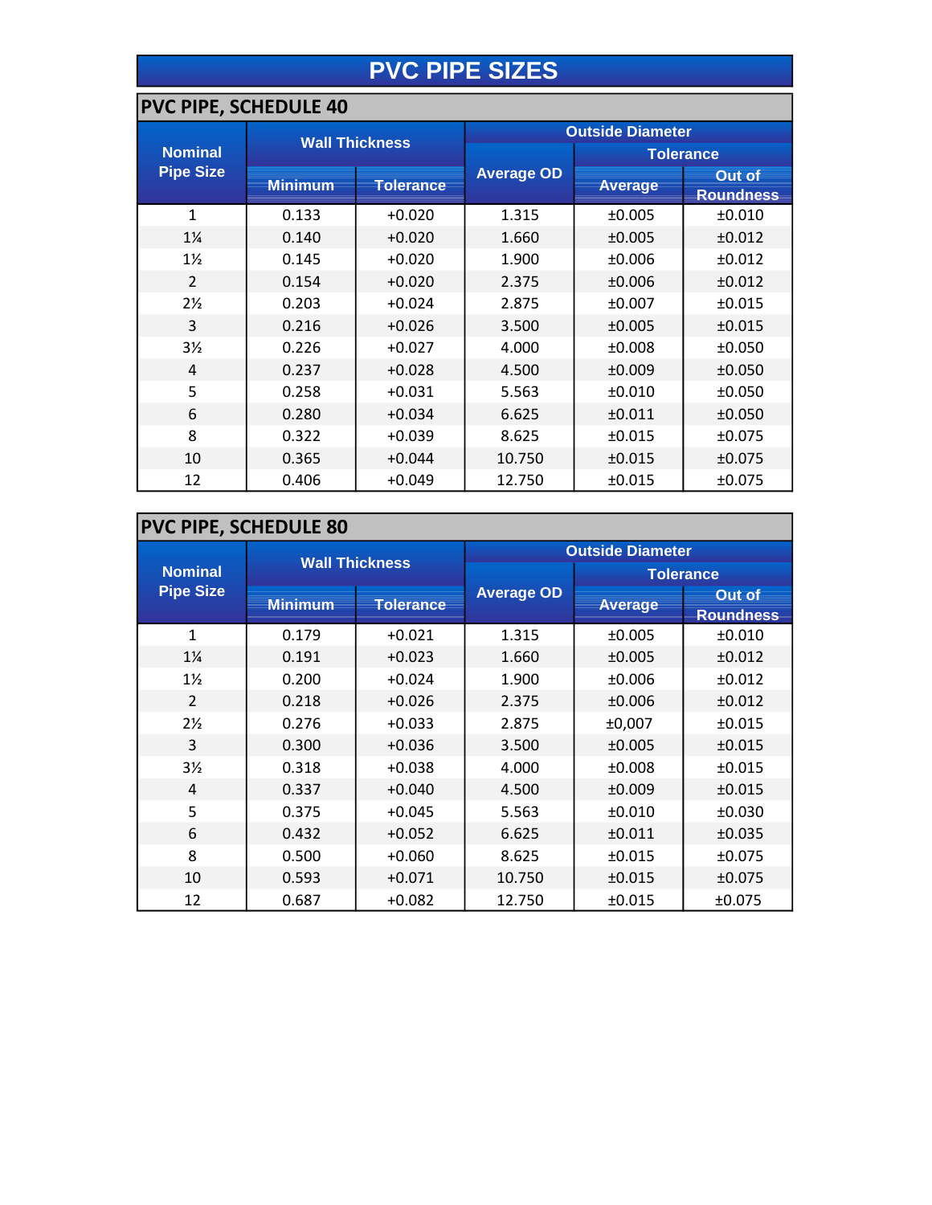# PVC PIPE SIZES

## PVC PIPE, SCHEDULE 40

| Nominal Pipe Size | Wall Thickness | | Outside Diameter | | |
|---|---|---|---|---|---|
| | | | Average OD | Tolerance | |
| | Minimum | Tolerance | | Average | Out of Roundness |
| 1 | 0.133 | +0.020 | 1.315 | ±0.005 | ±0.010 |
| 1¼ | 0.140 | +0.020 | 1.660 | ±0.005 | ±0.012 |
| 1½ | 0.145 | +0.020 | 1.900 | ±0.006 | ±0.012 |
| 2 | 0.154 | +0.020 | 2.375 | ±0.006 | ±0.012 |
| 2½ | 0.203 | +0.024 | 2.875 | ±0.007 | ±0.015 |
| 3 | 0.216 | +0.026 | 3.500 | ±0.005 | ±0.015 |
| 3½ | 0.226 | +0.027 | 4.000 | ±0.008 | ±0.050 |
| 4 | 0.237 | +0.028 | 4.500 | ±0.009 | ±0.050 |
| 5 | 0.258 | +0.031 | 5.563 | ±0.010 | ±0.050 |
| 6 | 0.280 | +0.034 | 6.625 | ±0.011 | ±0.050 |
| 8 | 0.322 | +0.039 | 8.625 | ±0.015 | ±0.075 |
| 10 | 0.365 | +0.044 | 10.750 | ±0.015 | ±0.075 |
| 12 | 0.406 | +0.049 | 12.750 | ±0.015 | ±0.075 |

## PVC PIPE, SCHEDULE 80

| Nominal Pipe Size | Wall Thickness | | Outside Diameter | | |
|---|---|---|---|---|---|
| | | | Average OD | Tolerance | |
| | Minimum | Tolerance | | Average | Out of Roundness |
| 1 | 0.179 | +0.021 | 1.315 | ±0.005 | ±0.010 |
| 1¼ | 0.191 | +0.023 | 1.660 | ±0.005 | ±0.012 |
| 1½ | 0.200 | +0.024 | 1.900 | ±0.006 | ±0.012 |
| 2 | 0.218 | +0.026 | 2.375 | ±0.006 | ±0.012 |
| 2½ | 0.276 | +0.033 | 2.875 | ±0,007 | ±0.015 |
| 3 | 0.300 | +0.036 | 3.500 | ±0.005 | ±0.015 |
| 3½ | 0.318 | +0.038 | 4.000 | ±0.008 | ±0.015 |
| 4 | 0.337 | +0.040 | 4.500 | ±0.009 | ±0.015 |
| 5 | 0.375 | +0.045 | 5.563 | ±0.010 | ±0.030 |
| 6 | 0.432 | +0.052 | 6.625 | ±0.011 | ±0.035 |
| 8 | 0.500 | +0.060 | 8.625 | ±0.015 | ±0.075 |
| 10 | 0.593 | +0.071 | 10.750 | ±0.015 | ±0.075 |
| 12 | 0.687 | +0.082 | 12.750 | ±0.015 | ±0.075 |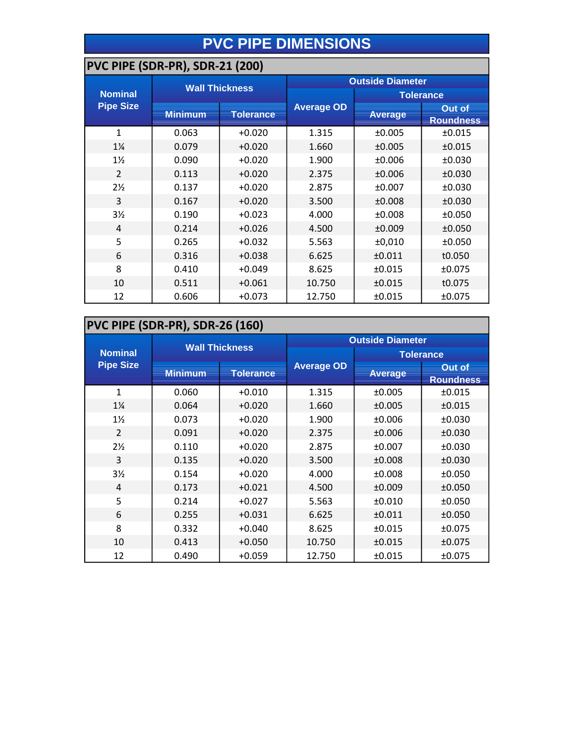# PVC PIPE DIMENSIONS

## PVC PIPE (SDR-PR), SDR-21 (200)

| Nominal Pipe Size | Wall Thickness | | Outside Diameter | | |
|---|---|---|---|---|---|
| | | | Average OD | Tolerance | |
| | Minimum | Tolerance | | Average | Out of Roundness |
| 1 | 0.063 | +0.020 | 1.315 | ±0.005 | ±0.015 |
| 1¼ | 0.079 | +0.020 | 1.660 | ±0.005 | ±0.015 |
| 1½ | 0.090 | +0.020 | 1.900 | ±0.006 | ±0.030 |
| 2 | 0.113 | +0.020 | 2.375 | ±0.006 | ±0.030 |
| 2½ | 0.137 | +0.020 | 2.875 | ±0.007 | ±0.030 |
| 3 | 0.167 | +0.020 | 3.500 | ±0.008 | ±0.030 |
| 3½ | 0.190 | +0.023 | 4.000 | ±0.008 | ±0.050 |
| 4 | 0.214 | +0.026 | 4.500 | ±0.009 | ±0.050 |
| 5 | 0.265 | +0.032 | 5.563 | ±0,010 | ±0.050 |
| 6 | 0.316 | +0.038 | 6.625 | ±0.011 | t0.050 |
| 8 | 0.410 | +0.049 | 8.625 | ±0.015 | ±0.075 |
| 10 | 0.511 | +0.061 | 10.750 | ±0.015 | t0.075 |
| 12 | 0.606 | +0.073 | 12.750 | ±0.015 | ±0.075 |

## PVC PIPE (SDR-PR), SDR-26 (160)

| Nominal Pipe Size | Wall Thickness | | Outside Diameter | | |
|---|---|---|---|---|---|
| | | | Average OD | Tolerance | |
| | Minimum | Tolerance | | Average | Out of Roundness |
| 1 | 0.060 | +0.010 | 1.315 | ±0.005 | ±0.015 |
| 1¼ | 0.064 | +0.020 | 1.660 | ±0.005 | ±0.015 |
| 1½ | 0.073 | +0.020 | 1.900 | ±0.006 | ±0.030 |
| 2 | 0.091 | +0.020 | 2.375 | ±0.006 | ±0.030 |
| 2½ | 0.110 | +0.020 | 2.875 | ±0.007 | ±0.030 |
| 3 | 0.135 | +0.020 | 3.500 | ±0.008 | ±0.030 |
| 3½ | 0.154 | +0.020 | 4.000 | ±0.008 | ±0.050 |
| 4 | 0.173 | +0.021 | 4.500 | ±0.009 | ±0.050 |
| 5 | 0.214 | +0.027 | 5.563 | ±0.010 | ±0.050 |
| 6 | 0.255 | +0.031 | 6.625 | ±0.011 | ±0.050 |
| 8 | 0.332 | +0.040 | 8.625 | ±0.015 | ±0.075 |
| 10 | 0.413 | +0.050 | 10.750 | ±0.015 | ±0.075 |
| 12 | 0.490 | +0.059 | 12.750 | ±0.015 | ±0.075 |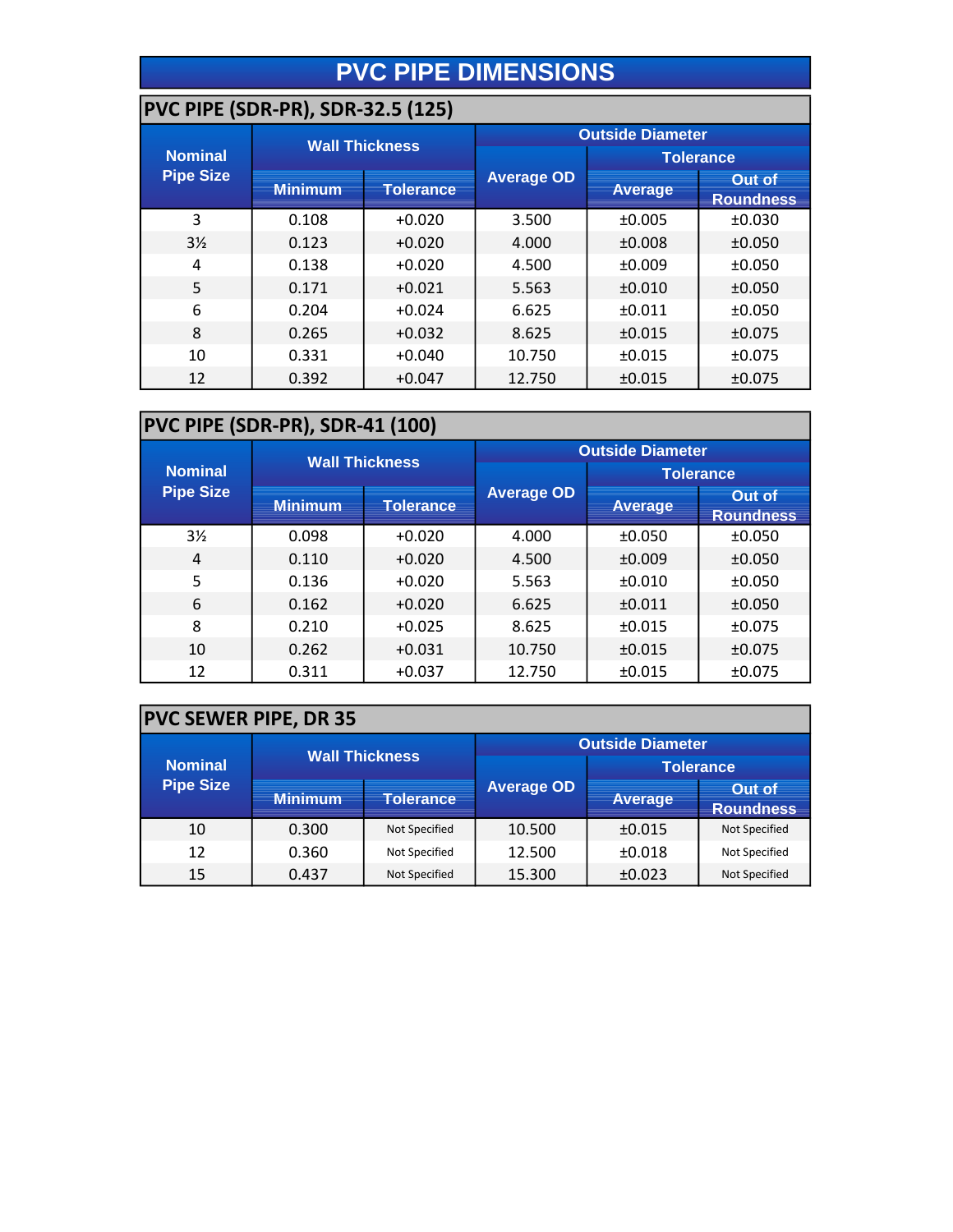# PVC PIPE DIMENSIONS

## PVC PIPE (SDR-PR), SDR-32.5 (125)

| Nominal Pipe Size | Wall Thickness | | Outside Diameter | | |
|---|---|---|---|---|---|
| | | | Average OD | Tolerance | |
| | Minimum | Tolerance | | Average | Out of Roundness |
| 3 | 0.108 | +0.020 | 3.500 | ±0.005 | ±0.030 |
| 3½ | 0.123 | +0.020 | 4.000 | ±0.008 | ±0.050 |
| 4 | 0.138 | +0.020 | 4.500 | ±0.009 | ±0.050 |
| 5 | 0.171 | +0.021 | 5.563 | ±0.010 | ±0.050 |
| 6 | 0.204 | +0.024 | 6.625 | ±0.011 | ±0.050 |
| 8 | 0.265 | +0.032 | 8.625 | ±0.015 | ±0.075 |
| 10 | 0.331 | +0.040 | 10.750 | ±0.015 | ±0.075 |
| 12 | 0.392 | +0.047 | 12.750 | ±0.015 | ±0.075 |

## PVC PIPE (SDR-PR), SDR-41 (100)

| Nominal Pipe Size | Wall Thickness | | Outside Diameter | | |
|---|---|---|---|---|---|
| | | | Average OD | Tolerance | |
| | Minimum | Tolerance | | Average | Out of Roundness |
| 3½ | 0.098 | +0.020 | 4.000 | ±0.050 | ±0.050 |
| 4 | 0.110 | +0.020 | 4.500 | ±0.009 | ±0.050 |
| 5 | 0.136 | +0.020 | 5.563 | ±0.010 | ±0.050 |
| 6 | 0.162 | +0.020 | 6.625 | ±0.011 | ±0.050 |
| 8 | 0.210 | +0.025 | 8.625 | ±0.015 | ±0.075 |
| 10 | 0.262 | +0.031 | 10.750 | ±0.015 | ±0.075 |
| 12 | 0.311 | +0.037 | 12.750 | ±0.015 | ±0.075 |

## PVC SEWER PIPE, DR 35

| Nominal Pipe Size | Wall Thickness | | Outside Diameter | | |
|---|---|---|---|---|---|
| | | | Average OD | Tolerance | |
| | Minimum | Tolerance | | Average | Out of Roundness |
| 10 | 0.300 | Not Specified | 10.500 | ±0.015 | Not Specified |
| 12 | 0.360 | Not Specified | 12.500 | ±0.018 | Not Specified |
| 15 | 0.437 | Not Specified | 15.300 | ±0.023 | Not Specified |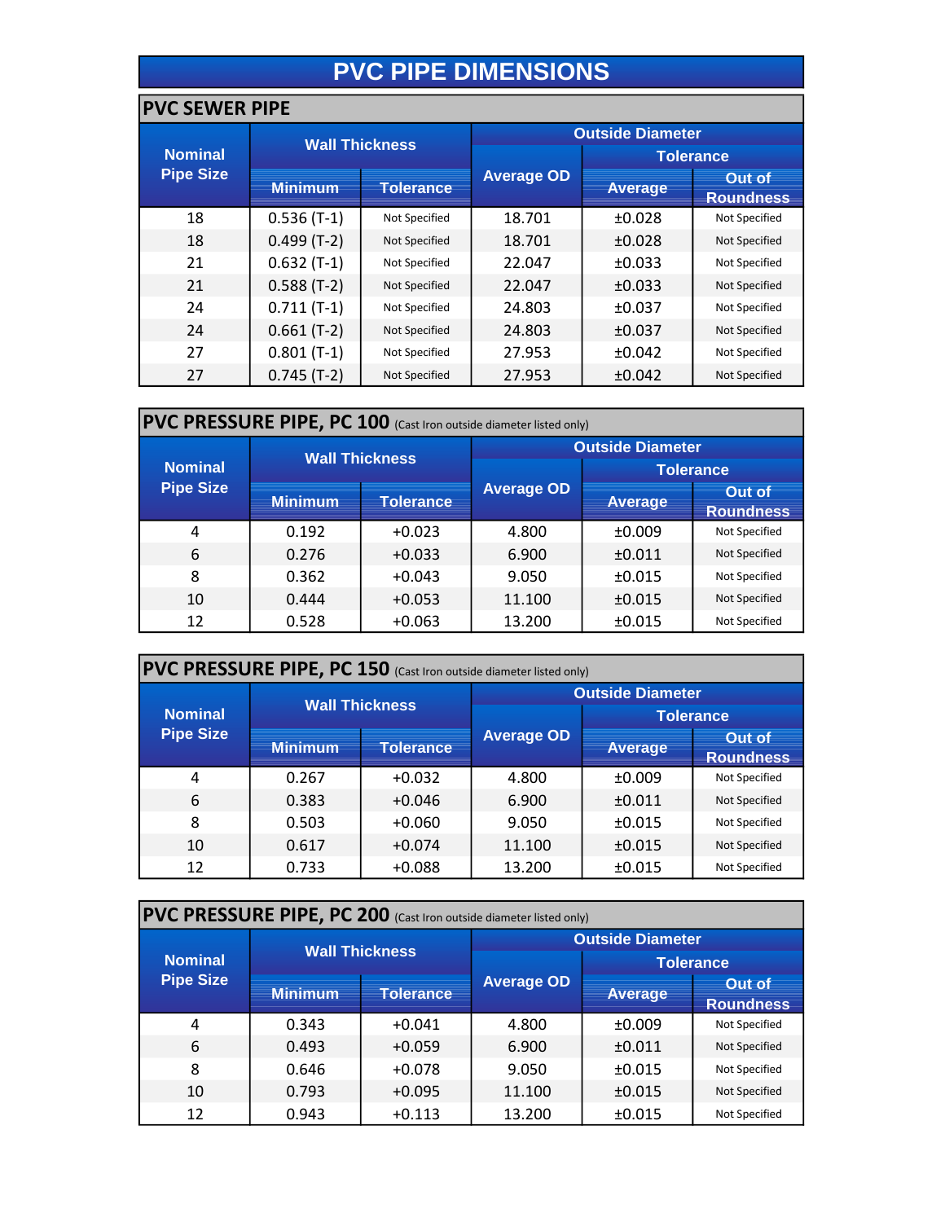# PVC PIPE DIMENSIONS

## PVC SEWER PIPE

| Nominal Pipe Size | Wall Thickness | | Outside Diameter | | |
|---|---|---|---|---|---|
| | | | Average OD | Tolerance | |
| | Minimum | Tolerance | | Average | Out of Roundness |
| 18 | 0.536 (T-1) | Not Specified | 18.701 | ±0.028 | Not Specified |
| 18 | 0.499 (T-2) | Not Specified | 18.701 | ±0.028 | Not Specified |
| 21 | 0.632 (T-1) | Not Specified | 22.047 | ±0.033 | Not Specified |
| 21 | 0.588 (T-2) | Not Specified | 22.047 | ±0.033 | Not Specified |
| 24 | 0.711 (T-1) | Not Specified | 24.803 | ±0.037 | Not Specified |
| 24 | 0.661 (T-2) | Not Specified | 24.803 | ±0.037 | Not Specified |
| 27 | 0.801 (T-1) | Not Specified | 27.953 | ±0.042 | Not Specified |
| 27 | 0.745 (T-2) | Not Specified | 27.953 | ±0.042 | Not Specified |

## PVC PRESSURE PIPE, PC 100 (Cast Iron outside diameter listed only)

| Nominal Pipe Size | Wall Thickness | | Outside Diameter | | |
|---|---|---|---|---|---|
| | | | Average OD | Tolerance | |
| | Minimum | Tolerance | | Average | Out of Roundness |
| 4 | 0.192 | +0.023 | 4.800 | ±0.009 | Not Specified |
| 6 | 0.276 | +0.033 | 6.900 | ±0.011 | Not Specified |
| 8 | 0.362 | +0.043 | 9.050 | ±0.015 | Not Specified |
| 10 | 0.444 | +0.053 | 11.100 | ±0.015 | Not Specified |
| 12 | 0.528 | +0.063 | 13.200 | ±0.015 | Not Specified |

## PVC PRESSURE PIPE, PC 150 (Cast Iron outside diameter listed only)

| Nominal Pipe Size | Wall Thickness | | Outside Diameter | | |
|---|---|---|---|---|---|
| | | | Average OD | Tolerance | |
| | Minimum | Tolerance | | Average | Out of Roundness |
| 4 | 0.267 | +0.032 | 4.800 | ±0.009 | Not Specified |
| 6 | 0.383 | +0.046 | 6.900 | ±0.011 | Not Specified |
| 8 | 0.503 | +0.060 | 9.050 | ±0.015 | Not Specified |
| 10 | 0.617 | +0.074 | 11.100 | ±0.015 | Not Specified |
| 12 | 0.733 | +0.088 | 13.200 | ±0.015 | Not Specified |

## PVC PRESSURE PIPE, PC 200 (Cast Iron outside diameter listed only)

| Nominal Pipe Size | Wall Thickness | | Outside Diameter | | |
|---|---|---|---|---|---|
| | | | Average OD | Tolerance | |
| | Minimum | Tolerance | | Average | Out of Roundness |
| 4 | 0.343 | +0.041 | 4.800 | ±0.009 | Not Specified |
| 6 | 0.493 | +0.059 | 6.900 | ±0.011 | Not Specified |
| 8 | 0.646 | +0.078 | 9.050 | ±0.015 | Not Specified |
| 10 | 0.793 | +0.095 | 11.100 | ±0.015 | Not Specified |
| 12 | 0.943 | +0.113 | 13.200 | ±0.015 | Not Specified |